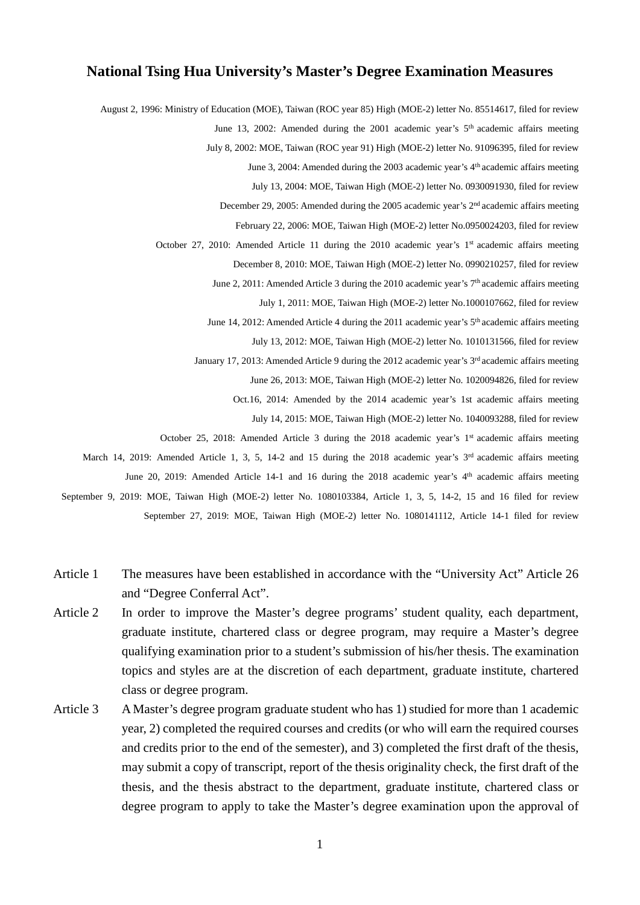# National Tsing Hua University's Master's Degree Examination Measures

August 2, 1996: Ministry of Education (MOE), Taiwan (ROC year 85) High (MOE-2) letter No. 85514617, filed for review

June 13, 2002: Amended during the 2001 academic year's 5th academic affairs meeting

July 8, 2002: MOE, Taiwan (ROC year 91) High (MOE-2) letter No. 91096395, filed for review

June 3, 2004: Amended during the 2003 academic year's 4th academic affairs meeting

July 13, 2004: MOE, Taiwan High (MOE-2) letter No. 0930091930, filed for review

December 29, 2005: Amended during the 2005 academic year's 2nd academic affairs meeting

February 22, 2006: MOE, Taiwan High (MOE-2) letter No.0950024203, filed for review

October 27, 2010: Amended Article 11 during the 2010 academic year's 1st academic affairs meeting

December 8, 2010: MOE, Taiwan High (MOE-2) letter No. 0990210257, filed for review

June 2, 2011: Amended Article 3 during the 2010 academic year's 7th academic affairs meeting

July 1, 2011: MOE, Taiwan High (MOE-2) letter No.1000107662, filed for review

June 14, 2012: Amended Article 4 during the 2011 academic year's 5th academic affairs meeting

July 13, 2012: MOE, Taiwan High (MOE-2) letter No. 1010131566, filed for review

January 17, 2013: Amended Article 9 during the 2012 academic year's 3rd academic affairs meeting

June 26, 2013: MOE, Taiwan High (MOE-2) letter No. 1020094826, filed for review

Oct.16, 2014: Amended by the 2014 academic year's 1st academic affairs meeting

July 14, 2015: MOE, Taiwan High (MOE-2) letter No. 1040093288, filed for review

October 25, 2018: Amended Article 3 during the 2018 academic year's 1st academic affairs meeting

March 14, 2019: Amended Article 1, 3, 5, 14-2 and 15 during the 2018 academic year's 3rd academic affairs meeting

June 20, 2019: Amended Article 14-1 and 16 during the 2018 academic year's 4th academic affairs meeting

September 9, 2019: MOE, Taiwan High (MOE-2) letter No. 1080103384, Article 1, 3, 5, 14-2, 15 and 16 filed for review

September 27, 2019: MOE, Taiwan High (MOE-2) letter No. 1080141112, Article 14-1 filed for review

**Article 1** The measures have been established in accordance with the "University Act" Article 26 and "Degree Conferral Act".

**Article 2** In order to improve the Master's degree programs' student quality, each department, graduate institute, chartered class or degree program, may require a Master's degree qualifying examination prior to a student's submission of his/her thesis. The examination topics and styles are at the discretion of each department, graduate institute, chartered class or degree program.

**Article 3** A Master's degree program graduate student who has 1) studied for more than 1 academic year, 2) completed the required courses and credits (or who will earn the required courses and credits prior to the end of the semester), and 3) completed the first draft of the thesis, may submit a copy of transcript, report of the thesis originality check, the first draft of the thesis, and the thesis abstract to the department, graduate institute, chartered class or degree program to apply to take the Master's degree examination upon the approval of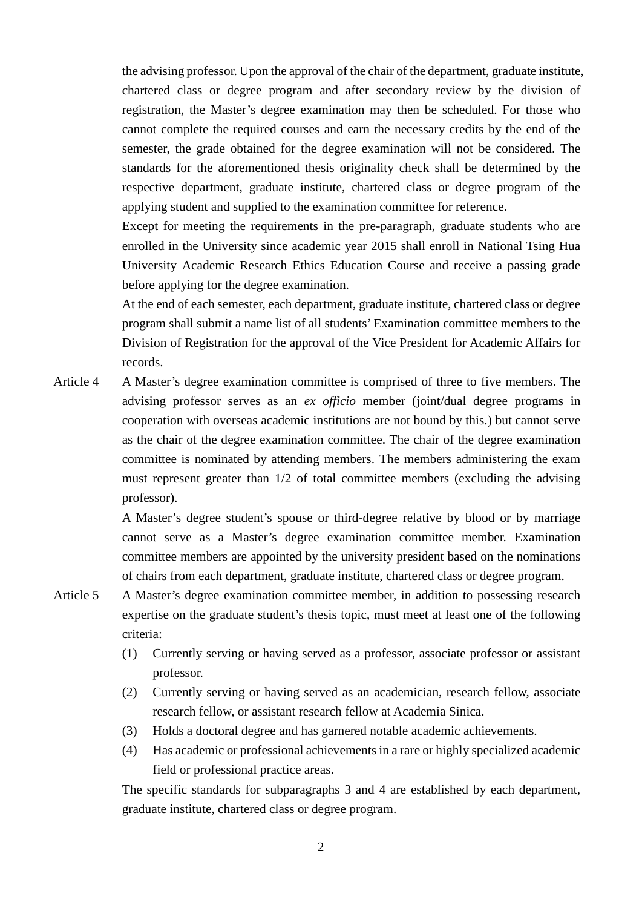the advising professor. Upon the approval of the chair of the department, graduate institute, chartered class or degree program and after secondary review by the division of registration, the Master's degree examination may then be scheduled. For those who cannot complete the required courses and earn the necessary credits by the end of the semester, the grade obtained for the degree examination will not be considered. The standards for the aforementioned thesis originality check shall be determined by the respective department, graduate institute, chartered class or degree program of the applying student and supplied to the examination committee for reference.

Except for meeting the requirements in the pre-paragraph, graduate students who are enrolled in the University since academic year 2015 shall enroll in National Tsing Hua University Academic Research Ethics Education Course and receive a passing grade before applying for the degree examination.

At the end of each semester, each department, graduate institute, chartered class or degree program shall submit a name list of all students' Examination committee members to the Division of Registration for the approval of the Vice President for Academic Affairs for records.

Article 4 A Master's degree examination committee is comprised of three to five members. The advising professor serves as an *ex officio* member (joint/dual degree programs in cooperation with overseas academic institutions are not bound by this.) but cannot serve as the chair of the degree examination committee. The chair of the degree examination committee is nominated by attending members. The members administering the exam must represent greater than 1/2 of total committee members (excluding the advising professor).

A Master's degree student's spouse or third-degree relative by blood or by marriage cannot serve as a Master's degree examination committee member. Examination committee members are appointed by the university president based on the nominations of chairs from each department, graduate institute, chartered class or degree program.

Article 5 A Master's degree examination committee member, in addition to possessing research expertise on the graduate student's thesis topic, must meet at least one of the following criteria:

(1) Currently serving or having served as a professor, associate professor or assistant professor.

(2) Currently serving or having served as an academician, research fellow, associate research fellow, or assistant research fellow at Academia Sinica.

(3) Holds a doctoral degree and has garnered notable academic achievements.

(4) Has academic or professional achievements in a rare or highly specialized academic field or professional practice areas.

The specific standards for subparagraphs 3 and 4 are established by each department, graduate institute, chartered class or degree program.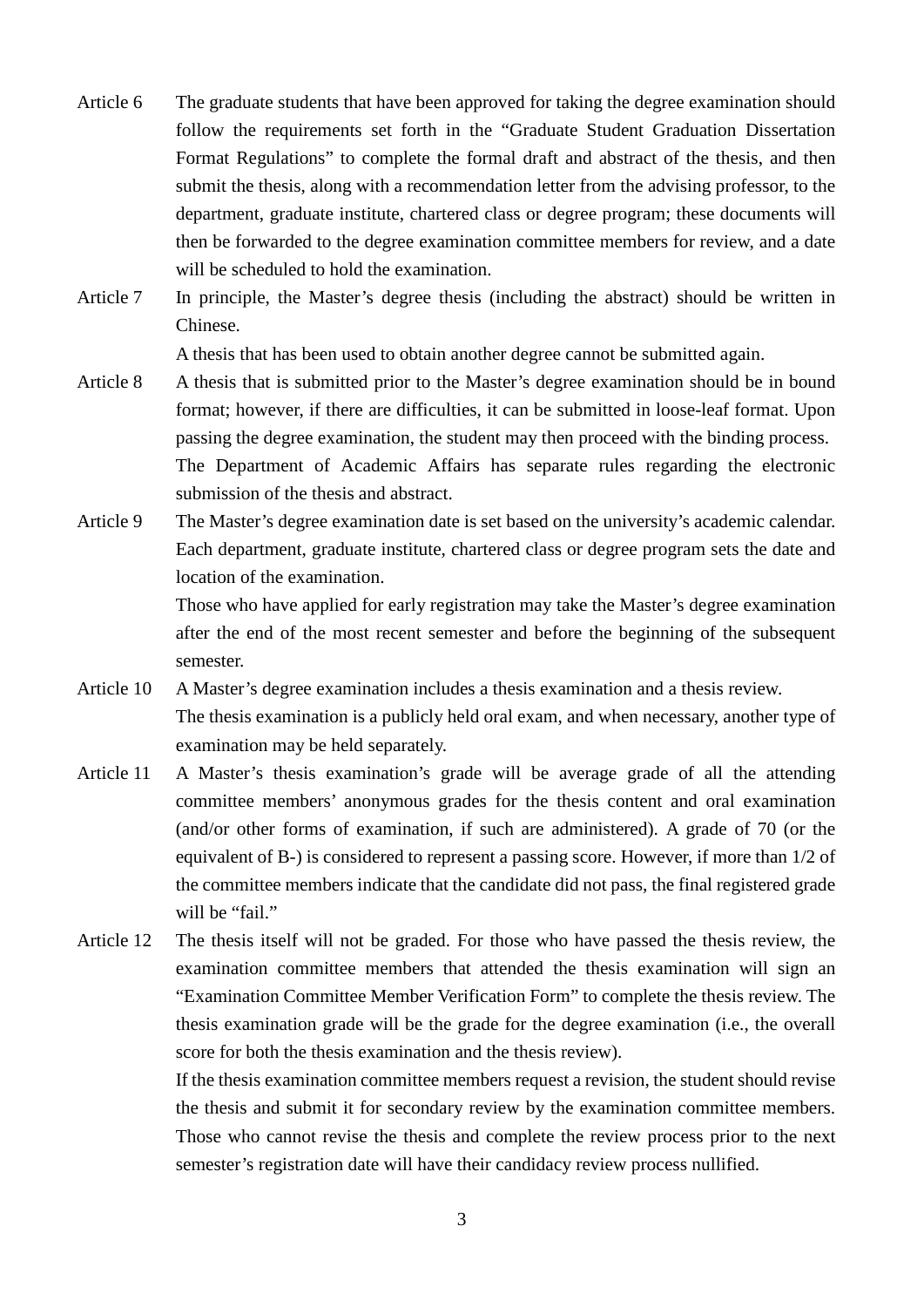**Article 6** The graduate students that have been approved for taking the degree examination should follow the requirements set forth in the "Graduate Student Graduation Dissertation Format Regulations" to complete the formal draft and abstract of the thesis, and then submit the thesis, along with a recommendation letter from the advising professor, to the department, graduate institute, chartered class or degree program; these documents will then be forwarded to the degree examination committee members for review, and a date will be scheduled to hold the examination.

**Article 7** In principle, the Master's degree thesis (including the abstract) should be written in Chinese.

A thesis that has been used to obtain another degree cannot be submitted again.

**Article 8** A thesis that is submitted prior to the Master's degree examination should be in bound format; however, if there are difficulties, it can be submitted in loose-leaf format. Upon passing the degree examination, the student may then proceed with the binding process.

The Department of Academic Affairs has separate rules regarding the electronic submission of the thesis and abstract.

**Article 9** The Master's degree examination date is set based on the university's academic calendar. Each department, graduate institute, chartered class or degree program sets the date and location of the examination.

Those who have applied for early registration may take the Master's degree examination after the end of the most recent semester and before the beginning of the subsequent semester.

**Article 10** A Master's degree examination includes a thesis examination and a thesis review.

The thesis examination is a publicly held oral exam, and when necessary, another type of examination may be held separately.

**Article 11** A Master's thesis examination's grade will be average grade of all the attending committee members' anonymous grades for the thesis content and oral examination (and/or other forms of examination, if such are administered). A grade of 70 (or the equivalent of B-) is considered to represent a passing score. However, if more than 1/2 of the committee members indicate that the candidate did not pass, the final registered grade will be "fail."

**Article 12** The thesis itself will not be graded. For those who have passed the thesis review, the examination committee members that attended the thesis examination will sign an "Examination Committee Member Verification Form" to complete the thesis review. The thesis examination grade will be the grade for the degree examination (i.e., the overall score for both the thesis examination and the thesis review).

If the thesis examination committee members request a revision, the student should revise the thesis and submit it for secondary review by the examination committee members. Those who cannot revise the thesis and complete the review process prior to the next semester's registration date will have their candidacy review process nullified.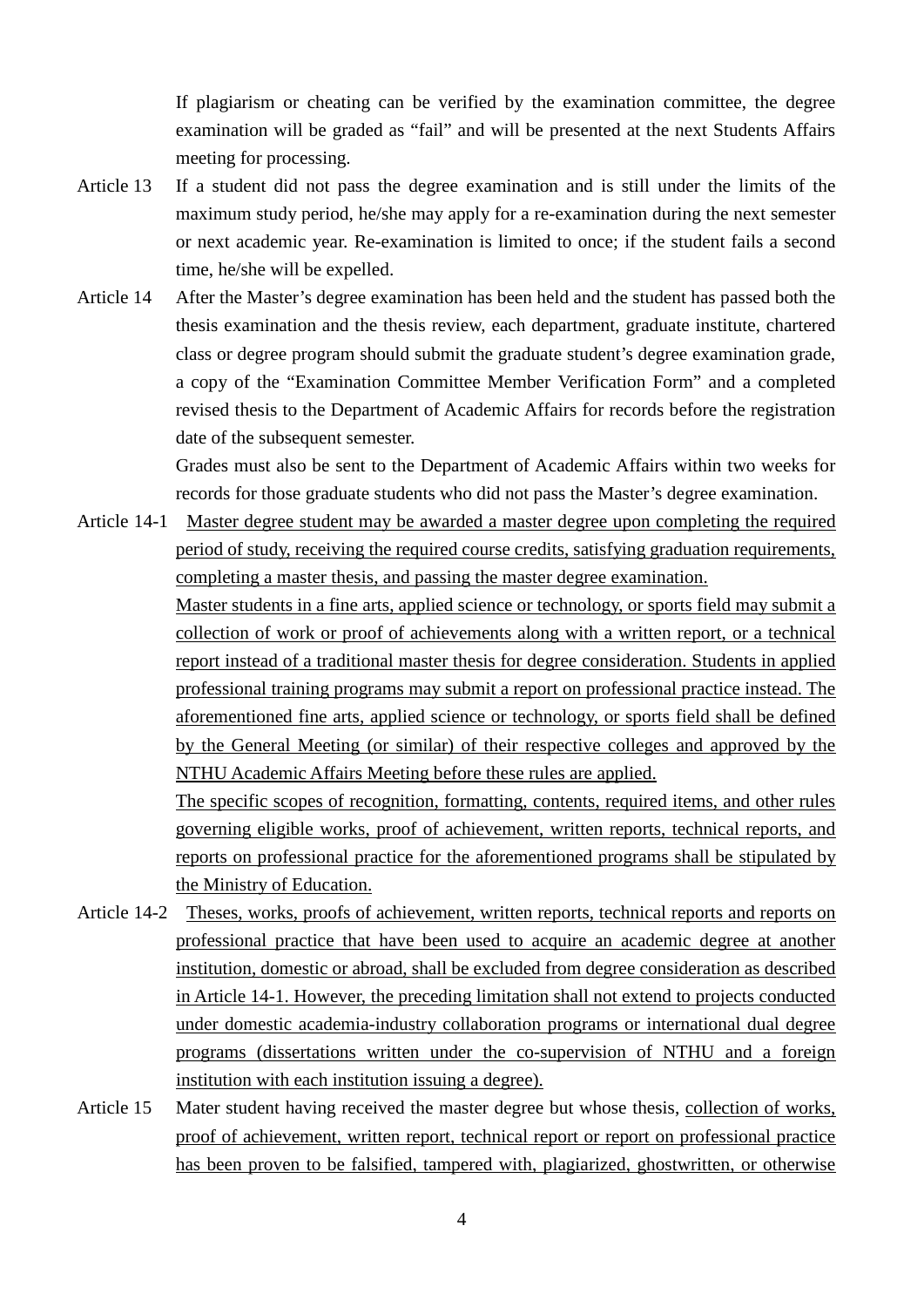If plagiarism or cheating can be verified by the examination committee, the degree examination will be graded as "fail" and will be presented at the next Students Affairs meeting for processing.

Article 13 If a student did not pass the degree examination and is still under the limits of the maximum study period, he/she may apply for a re-examination during the next semester or next academic year. Re-examination is limited to once; if the student fails a second time, he/she will be expelled.

Article 14 After the Master's degree examination has been held and the student has passed both the thesis examination and the thesis review, each department, graduate institute, chartered class or degree program should submit the graduate student's degree examination grade, a copy of the "Examination Committee Member Verification Form" and a completed revised thesis to the Department of Academic Affairs for records before the registration date of the subsequent semester.

Grades must also be sent to the Department of Academic Affairs within two weeks for records for those graduate students who did not pass the Master's degree examination.

Article 14-1 <u>Master degree student may be awarded a master degree upon completing the required period of study, receiving the required course credits, satisfying graduation requirements, completing a master thesis, and passing the master degree examination.</u>

<u>Master students in a fine arts, applied science or technology, or sports field may submit a collection of work or proof of achievements along with a written report, or a technical report instead of a traditional master thesis for degree consideration. Students in applied professional training programs may submit a report on professional practice instead. The aforementioned fine arts, applied science or technology, or sports field shall be defined by the General Meeting (or similar) of their respective colleges and approved by the NTHU Academic Affairs Meeting before these rules are applied.</u>

<u>The specific scopes of recognition, formatting, contents, required items, and other rules governing eligible works, proof of achievement, written reports, technical reports, and reports on professional practice for the aforementioned programs shall be stipulated by the Ministry of Education.</u>

Article 14-2 <u>Theses, works, proofs of achievement, written reports, technical reports and reports on professional practice that have been used to acquire an academic degree at another institution, domestic or abroad, shall be excluded from degree consideration as described in Article 14-1. However, the preceding limitation shall not extend to projects conducted under domestic academia-industry collaboration programs or international dual degree programs (dissertations written under the co-supervision of NTHU and a foreign institution with each institution issuing a degree).</u>

Article 15 Mater student having received the master degree but whose thesis, <u>collection of works, proof of achievement, written report, technical report or report on professional practice has been proven to be falsified, tampered with, plagiarized, ghostwritten, or otherwise</u>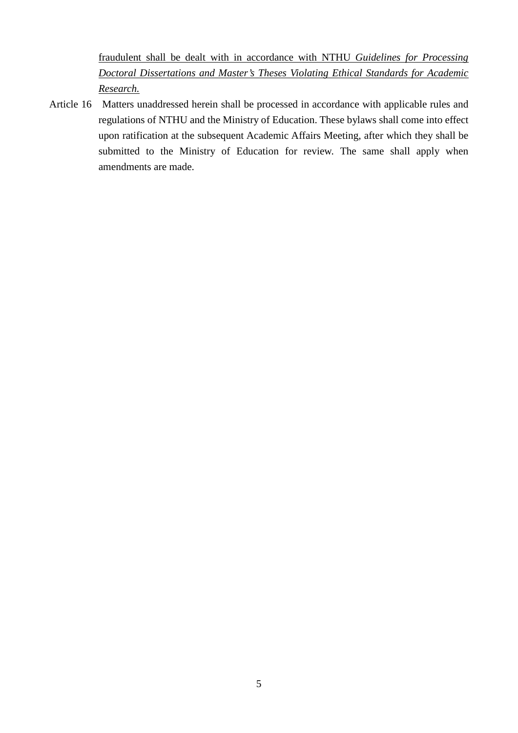fraudulent shall be dealt with in accordance with NTHU *Guidelines for Processing Doctoral Dissertations and Master's Theses Violating Ethical Standards for Academic Research.*

Article 16 Matters unaddressed herein shall be processed in accordance with applicable rules and regulations of NTHU and the Ministry of Education. These bylaws shall come into effect upon ratification at the subsequent Academic Affairs Meeting, after which they shall be submitted to the Ministry of Education for review. The same shall apply when amendments are made.